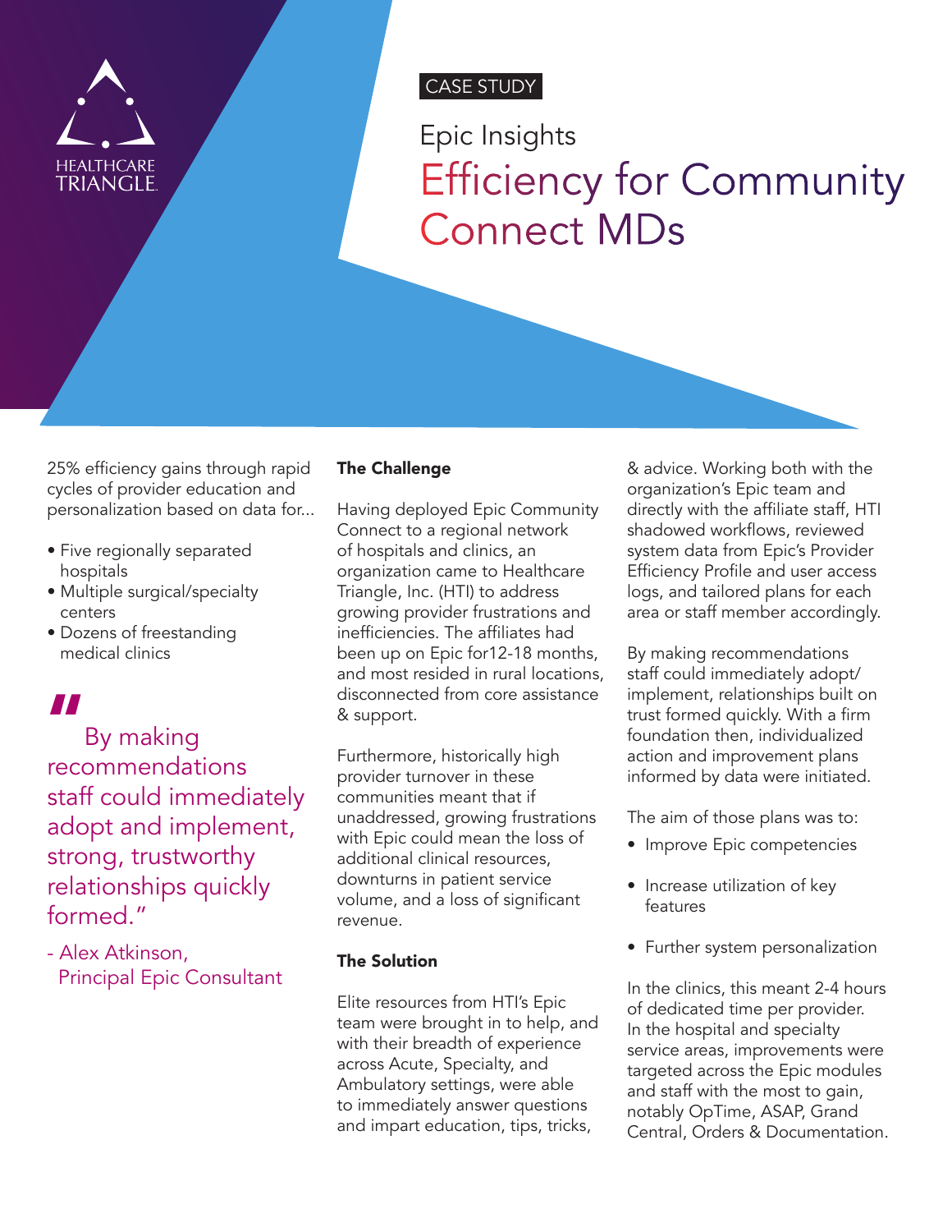HEALTHCARE TRIANGLE

CASE STUDY

# Epic Insights

# Efficiency for Community Connect MDs

25% efficiency gains through rapid cycles of provider education and personalization based on data for...

- Five regionally separated hospitals
- Multiple surgical/specialty centers
- Dozens of freestanding medical clinics

> "By making recommendations staff could immediately adopt and implement, strong, trustworthy relationships quickly formed."
>
> - Alex Atkinson, Principal Epic Consultant

## The Challenge

Having deployed Epic Community Connect to a regional network of hospitals and clinics, an organization came to Healthcare Triangle, Inc. (HTI) to address growing provider frustrations and inefficiencies. The affiliates had been up on Epic for12-18 months, and most resided in rural locations, disconnected from core assistance & support.

Furthermore, historically high provider turnover in these communities meant that if unaddressed, growing frustrations with Epic could mean the loss of additional clinical resources, downturns in patient service volume, and a loss of significant revenue.

## The Solution

Elite resources from HTI's Epic team were brought in to help, and with their breadth of experience across Acute, Specialty, and Ambulatory settings, were able to immediately answer questions and impart education, tips, tricks, & advice. Working both with the organization's Epic team and directly with the affiliate staff, HTI shadowed workflows, reviewed system data from Epic's Provider Efficiency Profile and user access logs, and tailored plans for each area or staff member accordingly.

By making recommendations staff could immediately adopt/implement, relationships built on trust formed quickly. With a firm foundation then, individualized action and improvement plans informed by data were initiated.

The aim of those plans was to:

- Improve Epic competencies
- Increase utilization of key features
- Further system personalization

In the clinics, this meant 2-4 hours of dedicated time per provider. In the hospital and specialty service areas, improvements were targeted across the Epic modules and staff with the most to gain, notably OpTime, ASAP, Grand Central, Orders & Documentation.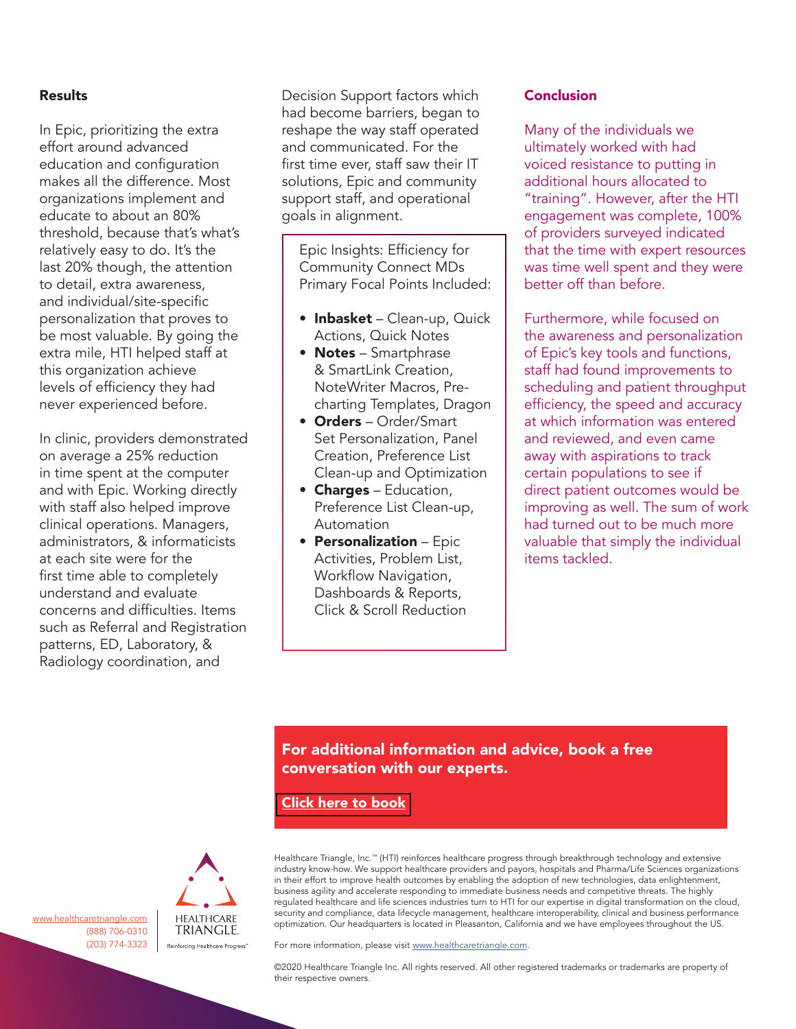## Results

In Epic, prioritizing the extra effort around advanced education and configuration makes all the difference. Most organizations implement and educate to about an 80% threshold, because that's what's relatively easy to do. It's the last 20% though, the attention to detail, extra awareness, and individual/site-specific personalization that proves to be most valuable. By going the extra mile, HTI helped staff at this organization achieve levels of efficiency they had never experienced before.

In clinic, providers demonstrated on average a 25% reduction in time spent at the computer and with Epic. Working directly with staff also helped improve clinical operations. Managers, administrators, & informaticists at each site were for the first time able to completely understand and evaluate concerns and difficulties. Items such as Referral and Registration patterns, ED, Laboratory, & Radiology coordination, and Decision Support factors which had become barriers, began to reshape the way staff operated and communicated. For the first time ever, staff saw their IT solutions, Epic and community support staff, and operational goals in alignment.

Epic Insights: Efficiency for Community Connect MDs Primary Focal Points Included:

- **Inbasket** – Clean-up, Quick Actions, Quick Notes
- **Notes** – Smartphrase & SmartLink Creation, NoteWriter Macros, Pre-charting Templates, Dragon
- **Orders** – Order/Smart Set Personalization, Panel Creation, Preference List Clean-up and Optimization
- **Charges** – Education, Preference List Clean-up, Automation
- **Personalization** – Epic Activities, Problem List, Workflow Navigation, Dashboards & Reports, Click & Scroll Reduction

## Conclusion

Many of the individuals we ultimately worked with had voiced resistance to putting in additional hours allocated to "training". However, after the HTI engagement was complete, 100% of providers surveyed indicated that the time with expert resources was time well spent and they were better off than before.

Furthermore, while focused on the awareness and personalization of Epic's key tools and functions, staff had found improvements to scheduling and patient throughput efficiency, the speed and accuracy at which information was entered and reviewed, and even came away with aspirations to track certain populations to see if direct patient outcomes would be improving as well. The sum of work had turned out to be much more valuable that simply the individual items tackled.

**For additional information and advice, book a free conversation with our experts.**

**Click here to book**

www.healthcaretriangle.com
(888) 706-0310
(203) 774-3323

HEALTHCARE TRIANGLE.
Reinforcing Healthcare Progress™

Healthcare Triangle, Inc.™ (HTI) reinforces healthcare progress through breakthrough technology and extensive industry know-how. We support healthcare providers and payors, hospitals and Pharma/Life Sciences organizations in their effort to improve health outcomes by enabling the adoption of new technologies, data enlightenment, business agility and accelerate responding to immediate business needs and competitive threats. The highly regulated healthcare and life sciences industries turn to HTI for our expertise in digital transformation on the cloud, security and compliance, data lifecycle management, healthcare interoperability, clinical and business performance optimization. Our headquarters is located in Pleasanton, California and we have employees throughout the US.

For more information, please visit www.healthcaretriangle.com.

©2020 Healthcare Triangle Inc. All rights reserved. All other registered trademarks or trademarks are property of their respective owners.